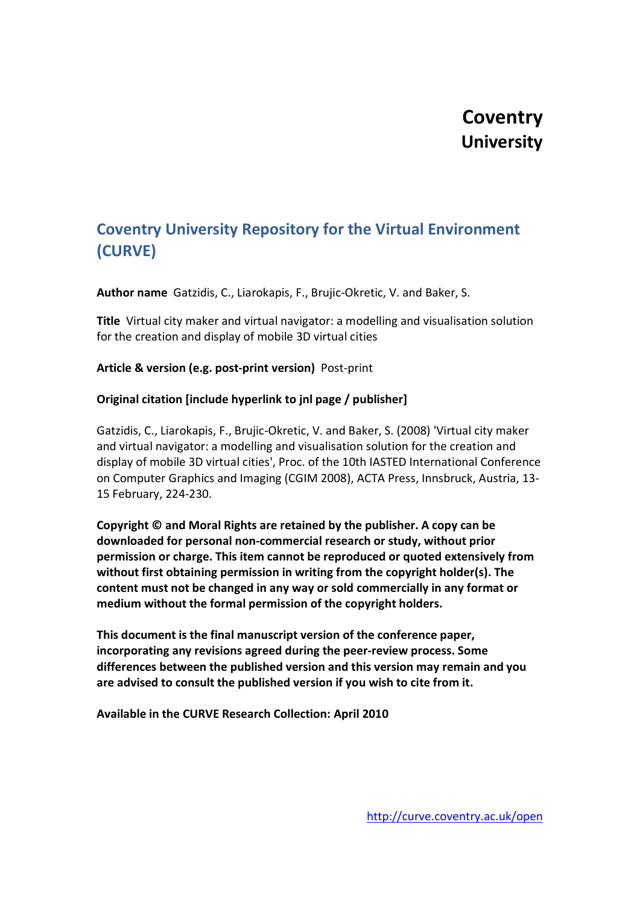# Coventry University

## Coventry University Repository for the Virtual Environment (CURVE)

**Author name** Gatzidis, C., Liarokapis, F., Brujic-Okretic, V. and Baker, S.

**Title** Virtual city maker and virtual navigator: a modelling and visualisation solution for the creation and display of mobile 3D virtual cities

**Article & version (e.g. post-print version)** Post-print

**Original citation [include hyperlink to jnl page / publisher]**

Gatzidis, C., Liarokapis, F., Brujic-Okretic, V. and Baker, S. (2008) 'Virtual city maker and virtual navigator: a modelling and visualisation solution for the creation and display of mobile 3D virtual cities', Proc. of the 10th IASTED International Conference on Computer Graphics and Imaging (CGIM 2008), ACTA Press, Innsbruck, Austria, 13-15 February, 224-230.

**Copyright © and Moral Rights are retained by the publisher. A copy can be downloaded for personal non-commercial research or study, without prior permission or charge. This item cannot be reproduced or quoted extensively from without first obtaining permission in writing from the copyright holder(s). The content must not be changed in any way or sold commercially in any format or medium without the formal permission of the copyright holders.**

**This document is the final manuscript version of the conference paper, incorporating any revisions agreed during the peer-review process. Some differences between the published version and this version may remain and you are advised to consult the published version if you wish to cite from it.**

**Available in the CURVE Research Collection: April 2010**

http://curve.coventry.ac.uk/open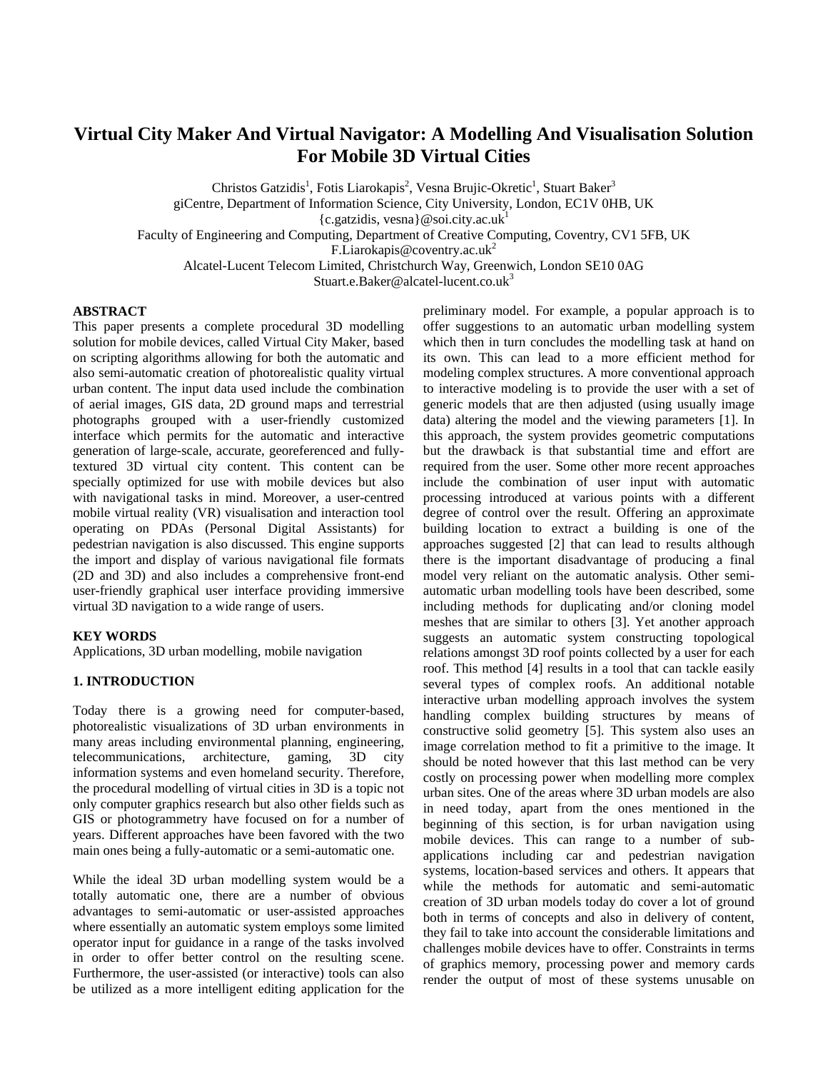# Virtual City Maker And Virtual Navigator: A Modelling And Visualisation Solution For Mobile 3D Virtual Cities

Christos Gatzidis[1], Fotis Liarokapis[2], Vesna Brujic-Okretic[1], Stuart Baker[3]

giCentre, Department of Information Science, City University, London, EC1V 0HB, UK

{c.gatzidis, vesna}@soi.city.ac.uk[1]

Faculty of Engineering and Computing, Department of Creative Computing, Coventry, CV1 5FB, UK

F.Liarokapis@coventry.ac.uk[2]

Alcatel-Lucent Telecom Limited, Christchurch Way, Greenwich, London SE10 0AG

Stuart.e.Baker@alcatel-lucent.co.uk[3]

**ABSTRACT**

This paper presents a complete procedural 3D modelling solution for mobile devices, called Virtual City Maker, based on scripting algorithms allowing for both the automatic and also semi-automatic creation of photorealistic quality virtual urban content. The input data used include the combination of aerial images, GIS data, 2D ground maps and terrestrial photographs grouped with a user-friendly customized interface which permits for the automatic and interactive generation of large-scale, accurate, georeferenced and fully-textured 3D virtual city content. This content can be specially optimized for use with mobile devices but also with navigational tasks in mind. Moreover, a user-centred mobile virtual reality (VR) visualisation and interaction tool operating on PDAs (Personal Digital Assistants) for pedestrian navigation is also discussed. This engine supports the import and display of various navigational file formats (2D and 3D) and also includes a comprehensive front-end user-friendly graphical user interface providing immersive virtual 3D navigation to a wide range of users.

**KEY WORDS**

Applications, 3D urban modelling, mobile navigation

## 1. INTRODUCTION

Today there is a growing need for computer-based, photorealistic visualizations of 3D urban environments in many areas including environmental planning, engineering, telecommunications, architecture, gaming, 3D city information systems and even homeland security. Therefore, the procedural modelling of virtual cities in 3D is a topic not only computer graphics research but also other fields such as GIS or photogrammetry have focused on for a number of years. Different approaches have been favored with the two main ones being a fully-automatic or a semi-automatic one.

While the ideal 3D urban modelling system would be a totally automatic one, there are a number of obvious advantages to semi-automatic or user-assisted approaches where essentially an automatic system employs some limited operator input for guidance in a range of the tasks involved in order to offer better control on the resulting scene. Furthermore, the user-assisted (or interactive) tools can also be utilized as a more intelligent editing application for the preliminary model. For example, a popular approach is to offer suggestions to an automatic urban modelling system which then in turn concludes the modelling task at hand on its own. This can lead to a more efficient method for modeling complex structures. A more conventional approach to interactive modeling is to provide the user with a set of generic models that are then adjusted (using usually image data) altering the model and the viewing parameters [1]. In this approach, the system provides geometric computations but the drawback is that substantial time and effort are required from the user. Some other more recent approaches include the combination of user input with automatic processing introduced at various points with a different degree of control over the result. Offering an approximate building location to extract a building is one of the approaches suggested [2] that can lead to results although there is the important disadvantage of producing a final model very reliant on the automatic analysis. Other semi-automatic urban modelling tools have been described, some including methods for duplicating and/or cloning model meshes that are similar to others [3]. Yet another approach suggests an automatic system constructing topological relations amongst 3D roof points collected by a user for each roof. This method [4] results in a tool that can tackle easily several types of complex roofs. An additional notable interactive urban modelling approach involves the system handling complex building structures by means of constructive solid geometry [5]. This system also uses an image correlation method to fit a primitive to the image. It should be noted however that this last method can be very costly on processing power when modelling more complex urban sites. One of the areas where 3D urban models are also in need today, apart from the ones mentioned in the beginning of this section, is for urban navigation using mobile devices. This can range to a number of sub-applications including car and pedestrian navigation systems, location-based services and others. It appears that while the methods for automatic and semi-automatic creation of 3D urban models today do cover a lot of ground both in terms of concepts and also in delivery of content, they fail to take into account the considerable limitations and challenges mobile devices have to offer. Constraints in terms of graphics memory, processing power and memory cards render the output of most of these systems unusable on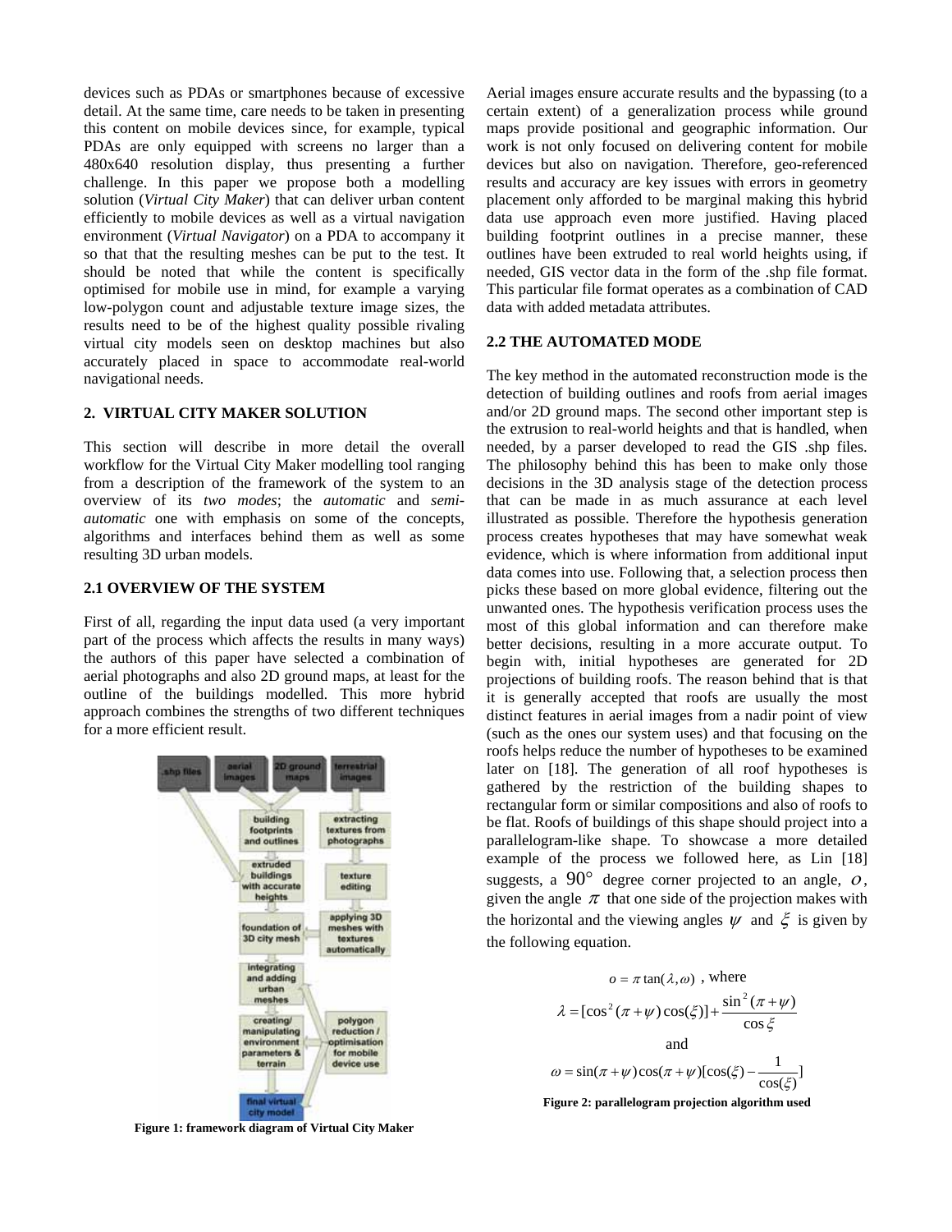devices such as PDAs or smartphones because of excessive detail. At the same time, care needs to be taken in presenting this content on mobile devices since, for example, typical PDAs are only equipped with screens no larger than a 480x640 resolution display, thus presenting a further challenge. In this paper we propose both a modelling solution (*Virtual City Maker*) that can deliver urban content efficiently to mobile devices as well as a virtual navigation environment (*Virtual Navigator*) on a PDA to accompany it so that that the resulting meshes can be put to the test. It should be noted that while the content is specifically optimised for mobile use in mind, for example a varying low-polygon count and adjustable texture image sizes, the results need to be of the highest quality possible rivaling virtual city models seen on desktop machines but also accurately placed in space to accommodate real-world navigational needs.

## 2. VIRTUAL CITY MAKER SOLUTION

This section will describe in more detail the overall workflow for the Virtual City Maker modelling tool ranging from a description of the framework of the system to an overview of its *two modes*; the *automatic* and *semi-automatic* one with emphasis on some of the concepts, algorithms and interfaces behind them as well as some resulting 3D urban models.

### 2.1 OVERVIEW OF THE SYSTEM

First of all, regarding the input data used (a very important part of the process which affects the results in many ways) the authors of this paper have selected a combination of aerial photographs and also 2D ground maps, at least for the outline of the buildings modelled. This more hybrid approach combines the strengths of two different techniques for a more efficient result.

Figure 1: framework diagram of Virtual City Maker

Aerial images ensure accurate results and the bypassing (to a certain extent) of a generalization process while ground maps provide positional and geographic information. Our work is not only focused on delivering content for mobile devices but also on navigation. Therefore, geo-referenced results and accuracy are key issues with errors in geometry placement only afforded to be marginal making this hybrid data use approach even more justified. Having placed building footprint outlines in a precise manner, these outlines have been extruded to real world heights using, if needed, GIS vector data in the form of the .shp file format. This particular file format operates as a combination of CAD data with added metadata attributes.

### 2.2 THE AUTOMATED MODE

The key method in the automated reconstruction mode is the detection of building outlines and roofs from aerial images and/or 2D ground maps. The second other important step is the extrusion to real-world heights and that is handled, when needed, by a parser developed to read the GIS .shp files. The philosophy behind this has been to make only those decisions in the 3D analysis stage of the detection process that can be made in as much assurance at each level illustrated as possible. Therefore the hypothesis generation process creates hypotheses that may have somewhat weak evidence, which is where information from additional input data comes into use. Following that, a selection process then picks these based on more global evidence, filtering out the unwanted ones. The hypothesis verification process uses the most of this global information and can therefore make better decisions, resulting in a more accurate output. To begin with, initial hypotheses are generated for 2D projections of building roofs. The reason behind that is that it is generally accepted that roofs are usually the most distinct features in aerial images from a nadir point of view (such as the ones our system uses) and that focusing on the roofs helps reduce the number of hypotheses to be examined later on [18]. The generation of all roof hypotheses is gathered by the restriction of the building shapes to rectangular form or similar compositions and also of roofs to be flat. Roofs of buildings of this shape should project into a parallelogram-like shape. To showcase a more detailed example of the process we followed here, as Lin [18] suggests, a $90°$ degree corner projected to an angle, $o$, given the angle $\pi$ that one side of the projection makes with the horizontal and the viewing angles $\psi$ and $\xi$ is given by the following equation.

$$o = \pi \tan(\lambda, \omega) \text{ , where}$$

$$\lambda = [\cos^2(\pi+\psi)\cos(\xi)] + \frac{\sin^2(\pi+\psi)}{\cos\xi}$$

and

$$\omega = \sin(\pi+\psi)\cos(\pi+\psi)[\cos(\xi) - \frac{1}{\cos(\xi)}]$$

**Figure 2: parallelogram projection algorithm used**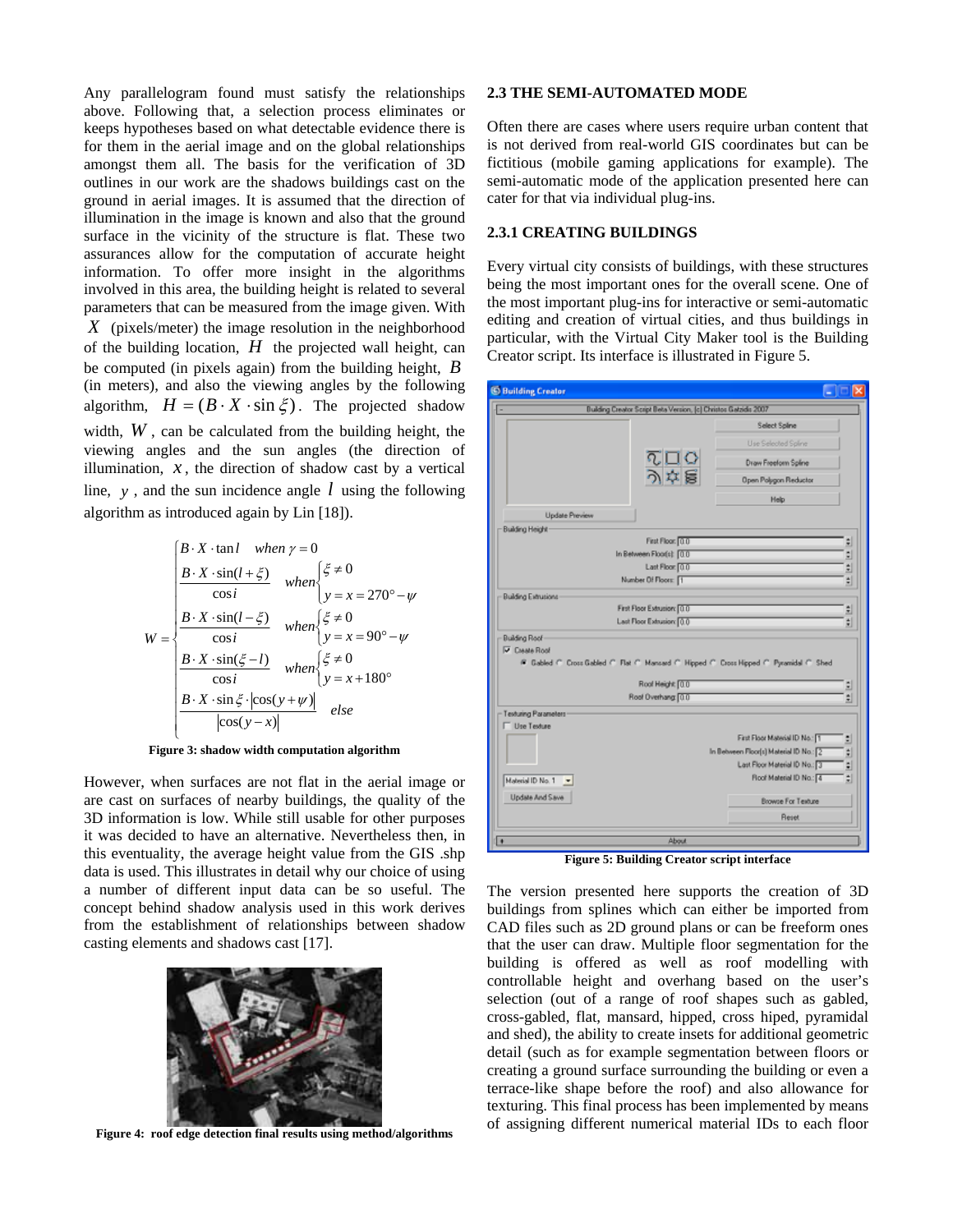Any parallelogram found must satisfy the relationships above. Following that, a selection process eliminates or keeps hypotheses based on what detectable evidence there is for them in the aerial image and on the global relationships amongst them all. The basis for the verification of 3D outlines in our work are the shadows buildings cast on the ground in aerial images. It is assumed that the direction of illumination in the image is known and also that the ground surface in the vicinity of the structure is flat. These two assurances allow for the computation of accurate height information. To offer more insight in the algorithms involved in this area, the building height is related to several parameters that can be measured from the image given. With $X$ (pixels/meter) the image resolution in the neighborhood of the building location, $H$ the projected wall height, can be computed (in pixels again) from the building height, $B$ (in meters), and also the viewing angles by the following algorithm, $H = (B \cdot X \cdot \sin \xi)$. The projected shadow width, $W$, can be calculated from the building height, the viewing angles and the sun angles (the direction of illumination, $x$, the direction of shadow cast by a vertical line, $y$, and the sun incidence angle $l$ using the following algorithm as introduced again by Lin [18]).

$$
W = \begin{cases}
B \cdot X \cdot \tan l \quad when\ \gamma = 0 \\[4pt]
\dfrac{B \cdot X \cdot \sin(l + \xi)}{\cos i} \quad when \begin{cases} \xi \neq 0 \\ y = x = 270^\circ - \psi \end{cases} \\[4pt]
\dfrac{B \cdot X \cdot \sin(l - \xi)}{\cos i} \quad when \begin{cases} \xi \neq 0 \\ y = x = 90^\circ - \psi \end{cases} \\[4pt]
\dfrac{B \cdot X \cdot \sin(\xi - l)}{\cos i} \quad when \begin{cases} \xi \neq 0 \\ y = x + 180^\circ \end{cases} \\[4pt]
\dfrac{B \cdot X \cdot \sin \xi \cdot |\cos(y + \psi)|}{|\cos(y - x)|} \quad else
\end{cases}
$$

**Figure 3: shadow width computation algorithm**

However, when surfaces are not flat in the aerial image or are cast on surfaces of nearby buildings, the quality of the 3D information is low. While still usable for other purposes it was decided to have an alternative. Nevertheless then, in this eventuality, the average height value from the GIS .shp data is used. This illustrates in detail why our choice of using a number of different input data can be so useful. The concept behind shadow analysis used in this work derives from the establishment of relationships between shadow casting elements and shadows cast [17].

**Figure 4: roof edge detection final results using method/algorithms**

## 2.3 THE SEMI-AUTOMATED MODE

Often there are cases where users require urban content that is not derived from real-world GIS coordinates but can be fictitious (mobile gaming applications for example). The semi-automatic mode of the application presented here can cater for that via individual plug-ins.

### 2.3.1 CREATING BUILDINGS

Every virtual city consists of buildings, with these structures being the most important ones for the overall scene. One of the most important plug-ins for interactive or semi-automatic editing and creation of virtual cities, and thus buildings in particular, with the Virtual City Maker tool is the Building Creator script. Its interface is illustrated in Figure 5.

**Figure 5: Building Creator script interface**

The version presented here supports the creation of 3D buildings from splines which can either be imported from CAD files such as 2D ground plans or can be freeform ones that the user can draw. Multiple floor segmentation for the building is offered as well as roof modelling with controllable height and overhang based on the user's selection (out of a range of roof shapes such as gabled, cross-gabled, flat, mansard, cross hiped, pyramidal and shed), the ability to create insets for additional geometric detail (such as for example segmentation between floors or creating a ground surface surrounding the building or even a terrace-like shape before the roof) and also allowance for texturing. This final process has been implemented by means of assigning different numerical material IDs to each floor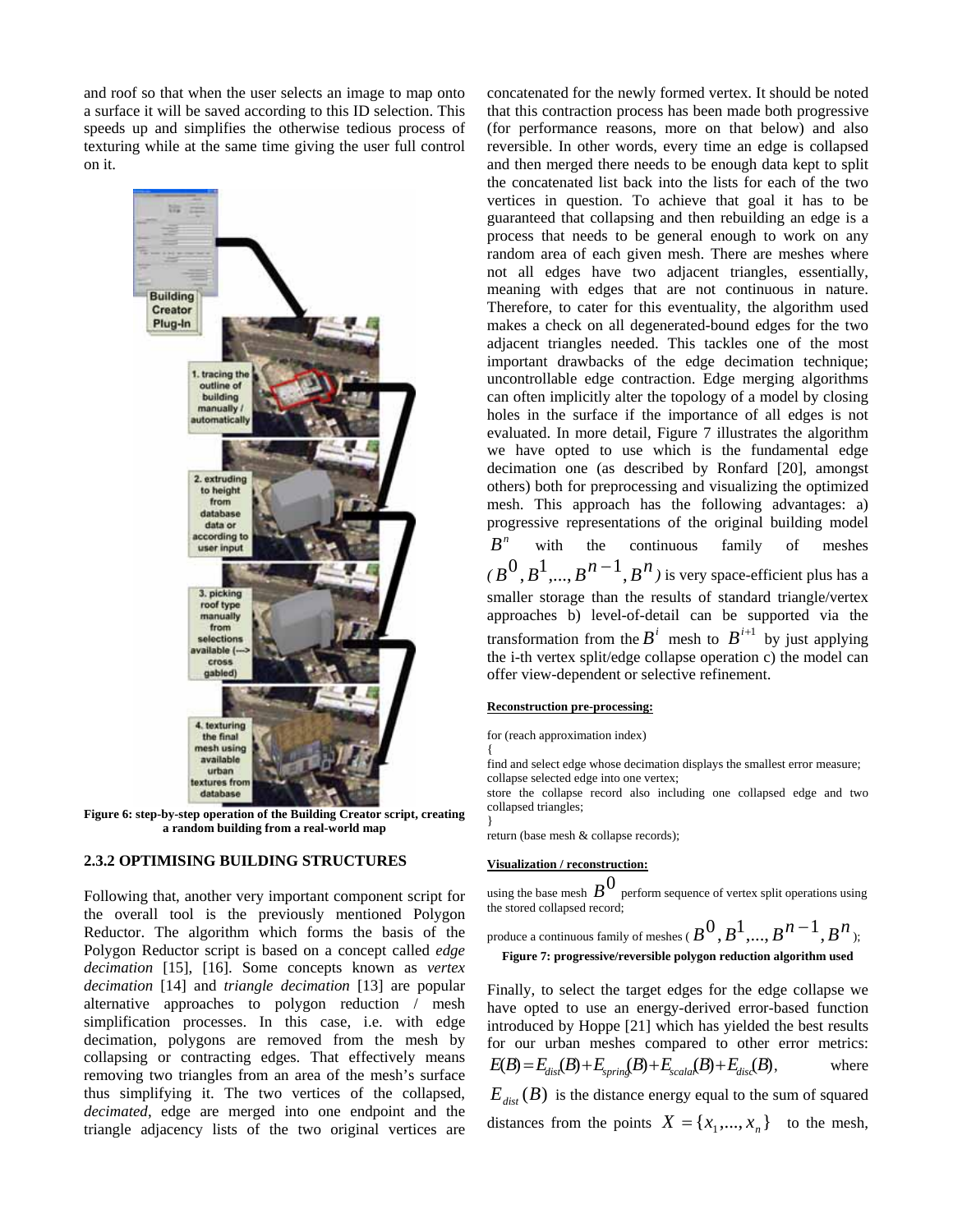and roof so that when the user selects an image to map onto a surface it will be saved according to this ID selection. This speeds up and simplifies the otherwise tedious process of texturing while at the same time giving the user full control on it.

Figure 6: step-by-step operation of the Building Creator script, creating a random building from a real-world map

### 2.3.2 OPTIMISING BUILDING STRUCTURES

Following that, another very important component script for the overall tool is the previously mentioned Polygon Reductor. The algorithm which forms the basis of the Polygon Reductor script is based on a concept called *edge decimation* [15], [16]. Some concepts known as *vertex decimation* [14] and *triangle decimation* [13] are popular alternative approaches to polygon reduction / mesh simplification processes. In this case, i.e. with edge decimation, polygons are removed from the mesh by collapsing or contracting edges. That effectively means removing two triangles from an area of the mesh's surface thus simplifying it. The two vertices of the collapsed, *decimated*, edge are merged into one endpoint and the triangle adjacency lists of the two original vertices are concatenated for the newly formed vertex. It should be noted that this contraction process has been made both progressive (for performance reasons, more on that below) and also reversible. In other words, every time an edge is collapsed and then merged there needs to be enough data kept to split the concatenated list back into the lists for each of the two vertices in question. To achieve that goal it has to be guaranteed that collapsing and then rebuilding an edge is a process that needs to be general enough to work on any random area of each given mesh. There are meshes where not all edges have two adjacent triangles, essentially, meaning with edges that are not continuous in nature. Therefore, to cater for this eventuality, the algorithm used makes a check on all degenerated-bound edges for the two adjacent triangles needed. This tackles one of the most important drawbacks of the edge decimation technique; uncontrollable edge contraction. Edge merging algorithms can often implicitly alter the topology of a model by closing holes in the surface if the importance of all edges is not evaluated. In more detail, Figure 7 illustrates the algorithm we have opted to use which is the fundamental edge decimation one (as described by Ronfard [20], amongst others) both for preprocessing and visualizing the optimized mesh. This approach has the following advantages: a) progressive representations of the original building model $B^n$ with the continuous family of meshes ($B^0, B^1, ..., B^{n-1}, B^n$) is very space-efficient plus has a smaller storage than the results of standard triangle/vertex approaches b) level-of-detail can be supported via the transformation from the $B^i$ mesh to $B^{i+1}$ by just applying the i-th vertex split/edge collapse operation c) the model can offer view-dependent or selective refinement.

**Reconstruction pre-processing:**

```
for (reach approximation index)
{
find and select edge whose decimation displays the smallest error measure;
collapse selected edge into one vertex;
store the collapse record also including one collapsed edge and two collapsed triangles;
}
return (base mesh & collapse records);
```

**Visualization / reconstruction:**

using the base mesh $B^0$ perform sequence of vertex split operations using the stored collapsed record;

produce a continuous family of meshes ($B^0, B^1, ..., B^{n-1}, B^n$);

**Figure 7: progressive/reversible polygon reduction algorithm used**

Finally, to select the target edges for the edge collapse we have opted to use an energy-derived error-based function introduced by Hoppe [21] which has yielded the best results for our urban meshes compared to other error metrics: $E(B) = E_{dist}(B) + E_{spring}(B) + E_{scalar}(B) + E_{disc}(B)$, where $E_{dist}(B)$ is the distance energy equal to the sum of squared distances from the points $X = \{x_1, ..., x_n\}$ to the mesh,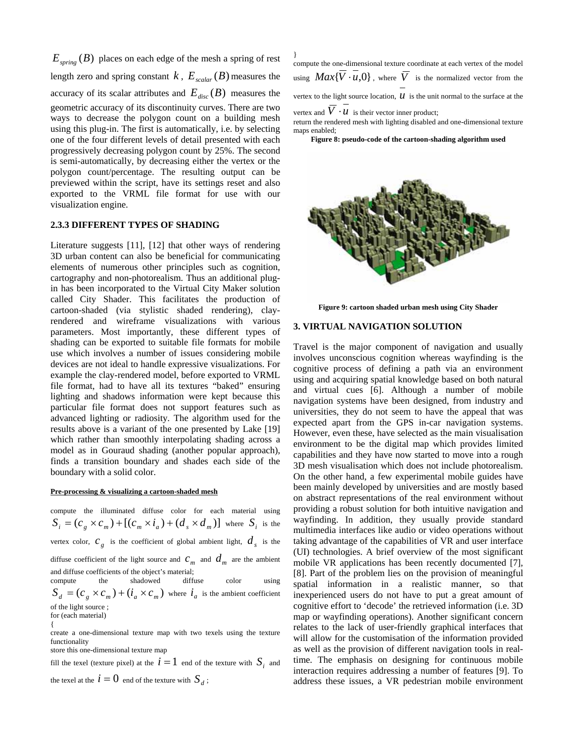$E_{spring}(B)$ places on each edge of the mesh a spring of rest length zero and spring constant $k$, $E_{scalar}(B)$ measures the accuracy of its scalar attributes and $E_{disc}(B)$ measures the geometric accuracy of its discontinuity curves. There are two ways to decrease the polygon count on a building mesh using this plug-in. The first is automatically, i.e. by selecting one of the four different levels of detail presented with each progressively decreasing polygon count by 25%. The second is semi-automatically, by decreasing either the vertex or the polygon count/percentage. The resulting output can be previewed within the script, have its settings reset and also exported to the VRML file format for use with our visualization engine.

### 2.3.3 DIFFERENT TYPES OF SHADING

Literature suggests [11], [12] that other ways of rendering 3D urban content can also be beneficial for communicating elements of numerous other principles such as cognition, cartography and non-photorealism. Thus an additional plug-in has been incorporated to the Virtual City Maker solution called City Shader. This facilitates the production of cartoon-shaded (via stylistic shaded rendering), clay-rendered and wireframe visualizations with various parameters. Most importantly, these different types of shading can be exported to suitable file formats for mobile use which involves a number of issues considering mobile devices are not ideal to handle expressive visualizations. For example the clay-rendered model, before exported to VRML file format, had to have all its textures "baked" ensuring lighting and shadows information were kept because this particular file format does not support features such as advanced lighting or radiosity. The algorithm used for the results above is a variant of the one presented by Lake [19] which rather than smoothly interpolating shading across a model as in Gouraud shading (another popular approach), finds a transition boundary and shades each side of the boundary with a solid color.

**Pre-processing & visualizing a cartoon-shaded mesh**

compute the illuminated diffuse color for each material using $S_i = (c_g \times c_m) + [(c_m \times i_a) + (d_s \times d_m)]$ where $S_i$ is the vertex color, $c_g$ is the coefficient of global ambient light, $d_s$ is the diffuse coefficient of the light source and $c_m$ and $d_m$ are the ambient and diffuse coefficients of the object's material;
compute the shadowed diffuse color using $S_d = (c_g \times c_m) + (i_a \times c_m)$ where $i_a$ is the ambient coefficient of the light source ;
for (each material)
{
create a one-dimensional texture map with two texels using the texture functionality
store this one-dimensional texture map
fill the texel (texture pixel) at the $i = 1$ end of the texture with $S_i$ and the texel at the $i = 0$ end of the texture with $S_d$ ;
}
compute the one-dimensional texture coordinate at each vertex of the model using $Max\{\overline{V} \cdot \overline{u}, 0\}$, where $\overline{V}$ is the normalized vector from the vertex to the light source location, $\overline{u}$ is the unit normal to the surface at the vertex and $\overline{V} \cdot \overline{u}$ is their vector inner product;
return the rendered mesh with lighting disabled and one-dimensional texture maps enabled;

**Figure 8: pseudo-code of the cartoon-shading algorithm used**

**Figure 9: cartoon shaded urban mesh using City Shader**

## 3. VIRTUAL NAVIGATION SOLUTION

Travel is the major component of navigation and usually involves unconscious cognition whereas wayfinding is the cognitive process of defining a path via an environment using and acquiring spatial knowledge based on both natural and virtual cues [6]. Although a number of mobile navigation systems have been designed, from industry and universities, they do not seem to have the appeal that was expected apart from the GPS in-car navigation systems. However, even these, have selected as the main visualisation environment to be the digital map which provides limited capabilities and they have now started to move into a rough 3D mesh visualisation which does not include photorealism. On the other hand, a few experimental mobile guides have been mainly developed by universities and are mostly based on abstract representations of the real environment without providing a robust solution for both intuitive navigation and wayfinding. In addition, they usually provide standard multimedia interfaces like audio or video operations without taking advantage of the capabilities of VR and user interface (UI) technologies. A brief overview of the most significant mobile VR applications has been recently documented [7], [8]. Part of the problem lies on the provision of meaningful spatial information in a realistic manner, so that inexperienced users do not have to put a great amount of cognitive effort to 'decode' the retrieved information (i.e. 3D map or wayfinding operations). Another significant concern relates to the lack of user-friendly graphical interfaces that will allow for the customisation of the information provided as well as the provision of different navigation tools in real-time. The emphasis on designing for continuous mobile interaction requires addressing a number of features [9]. To address these issues, a VR pedestrian mobile environment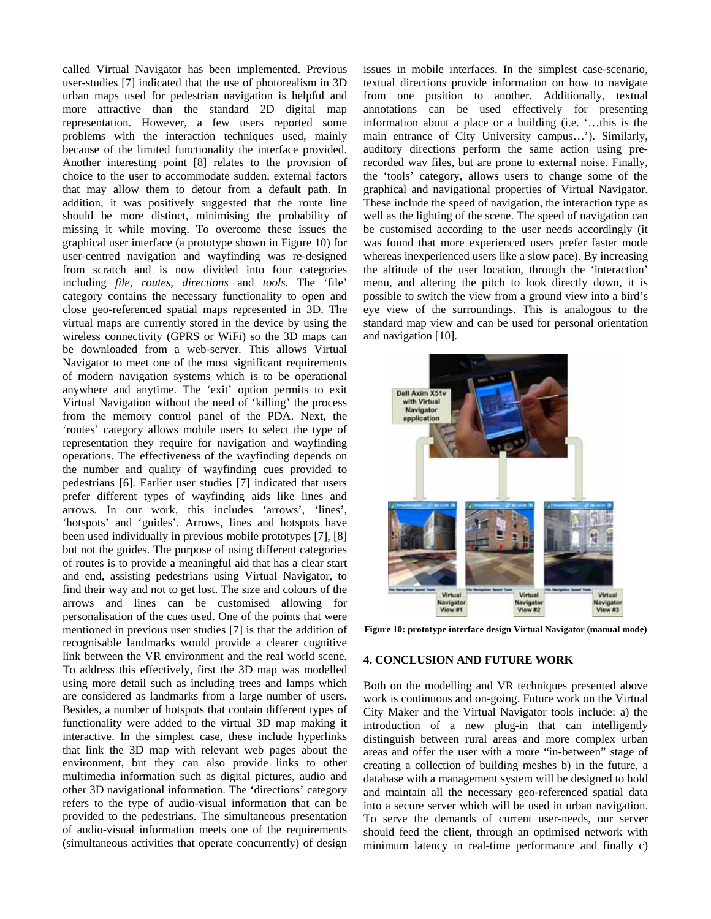called Virtual Navigator has been implemented. Previous user-studies [7] indicated that the use of photorealism in 3D urban maps used for pedestrian navigation is helpful and more attractive than the standard 2D digital map representation. However, a few users reported some problems with the interaction techniques used, mainly because of the limited functionality the interface provided. Another interesting point [8] relates to the provision of choice to the user to accommodate sudden, external factors that may allow them to detour from a default path. In addition, it was positively suggested that the route line should be more distinct, minimising the probability of missing it while moving. To overcome these issues the graphical user interface (a prototype shown in Figure 10) for user-centred navigation and wayfinding was re-designed from scratch and is now divided into four categories including *file*, *routes*, *directions* and *tools*. The 'file' category contains the necessary functionality to open and close geo-referenced spatial maps represented in 3D. The virtual maps are currently stored in the device by using the wireless connectivity (GPRS or WiFi) so the 3D maps can be downloaded from a web-server. This allows Virtual Navigator to meet one of the most significant requirements of modern navigation systems which is to be operational anywhere and anytime. The 'exit' option permits to exit Virtual Navigation without the need of 'killing' the process from the memory control panel of the PDA. Next, the 'routes' category allows mobile users to select the type of representation they require for navigation and wayfinding operations. The effectiveness of the wayfinding depends on the number and quality of wayfinding cues provided to pedestrians [6]. Earlier user studies [7] indicated that users prefer different types of wayfinding aids like lines and arrows. In our work, this includes 'arrows', 'lines', 'hotspots' and 'guides'. Arrows, lines and hotspots have been used individually in previous mobile prototypes [7], [8] but not the guides. The purpose of using different categories of routes is to provide a meaningful aid that has a clear start and end, assisting pedestrians using Virtual Navigator, to find their way and not to get lost. The size and colours of the arrows and lines can be customised allowing for personalisation of the cues used. One of the points that were mentioned in previous user studies [7] is that the addition of recognisable landmarks would provide a clearer cognitive link between the VR environment and the real world scene. To address this effectively, first the 3D map was modelled using more detail such as including trees and lamps which are considered as landmarks from a large number of users. Besides, a number of hotspots that contain different types of functionality were added to the virtual 3D map making it interactive. In the simplest case, these include hyperlinks that link the 3D map with relevant web pages about the environment, but they can also provide links to other multimedia information such as digital pictures, audio and other 3D navigational information. The 'directions' category refers to the type of audio-visual information that can be provided to the pedestrians. The simultaneous presentation of audio-visual information meets one of the requirements (simultaneous activities that operate concurrently) of design issues in mobile interfaces. In the simplest case-scenario, textual directions provide information on how to navigate from one position to another. Additionally, textual annotations can be used effectively for presenting information about a place or a building (i.e. '…this is the main entrance of City University campus…'). Similarly, auditory directions perform the same action using pre-recorded wav files, but are prone to external noise. Finally, the 'tools' category, allows users to change some of the graphical and navigational properties of Virtual Navigator. These include the speed of navigation, the interaction type as well as the lighting of the scene. The speed of navigation can be customised according to the user needs accordingly (it was found that more experienced users prefer faster mode whereas inexperienced users like a slow pace). By increasing the altitude of the user location, through the 'interaction' menu, and altering the pitch to look directly down, it is possible to switch the view from a ground view into a bird's eye view of the surroundings. This is analogous to the standard map view and can be used for personal orientation and navigation [10].

**Figure 10: prototype interface design Virtual Navigator (manual mode)**

## 4. CONCLUSION AND FUTURE WORK

Both on the modelling and VR techniques presented above work is continuous and on-going. Future work on the Virtual City Maker and the Virtual Navigator tools include: a) the introduction of a new plug-in that can intelligently distinguish between rural areas and more complex urban areas and offer the user with a more "in-between" stage of creating a collection of building meshes b) in the future, a database with a management system will be designed to hold and maintain all the necessary geo-referenced spatial data into a secure server which will be used in urban navigation. To serve the demands of current user-needs, our server should feed the client, through an optimised network with minimum latency in real-time performance and finally c)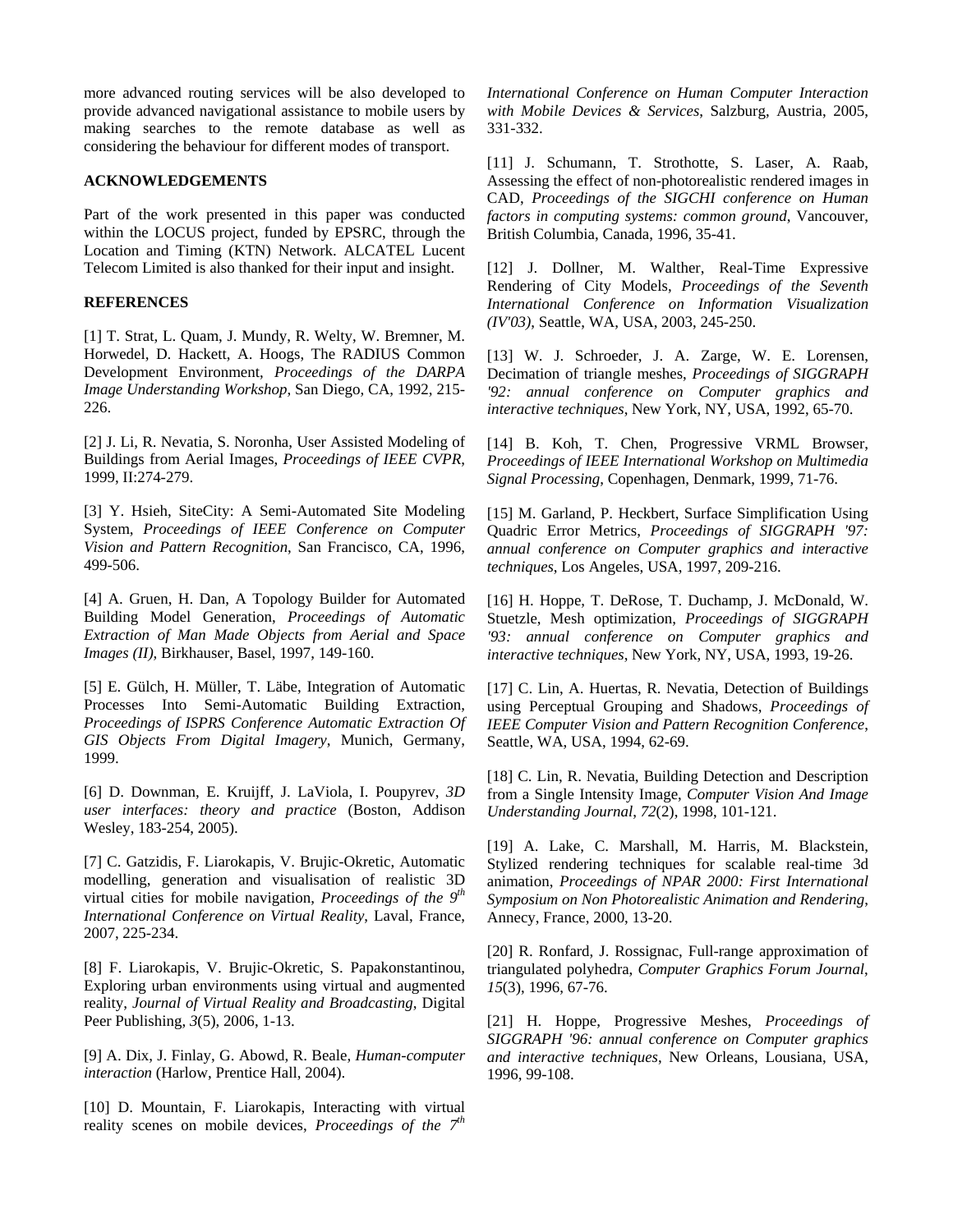more advanced routing services will be also developed to provide advanced navigational assistance to mobile users by making searches to the remote database as well as considering the behaviour for different modes of transport.

## ACKNOWLEDGEMENTS

Part of the work presented in this paper was conducted within the LOCUS project, funded by EPSRC, through the Location and Timing (KTN) Network. ALCATEL Lucent Telecom Limited is also thanked for their input and insight.

## REFERENCES

[1] T. Strat, L. Quam, J. Mundy, R. Welty, W. Bremner, M. Horwedel, D. Hackett, A. Hoogs, The RADIUS Common Development Environment, *Proceedings of the DARPA Image Understanding Workshop*, San Diego, CA, 1992, 215-226.

[2] J. Li, R. Nevatia, S. Noronha, User Assisted Modeling of Buildings from Aerial Images, *Proceedings of IEEE CVPR*, 1999, II:274-279.

[3] Y. Hsieh, SiteCity: A Semi-Automated Site Modeling System, *Proceedings of IEEE Conference on Computer Vision and Pattern Recognition*, San Francisco, CA, 1996, 499-506.

[4] A. Gruen, H. Dan, A Topology Builder for Automated Building Model Generation, *Proceedings of Automatic Extraction of Man Made Objects from Aerial and Space Images (II)*, Birkhauser, Basel, 1997, 149-160.

[5] E. Gülch, H. Müller, T. Läbe, Integration of Automatic Processes Into Semi-Automatic Building Extraction, *Proceedings of ISPRS Conference Automatic Extraction Of GIS Objects From Digital Imagery*, Munich, Germany, 1999.

[6] D. Downman, E. Kruijff, J. LaViola, I. Poupyrev, *3D user interfaces: theory and practice* (Boston, Addison Wesley, 183-254, 2005).

[7] C. Gatzidis, F. Liarokapis, V. Brujic-Okretic, Automatic modelling, generation and visualisation of realistic 3D virtual cities for mobile navigation, *Proceedings of the 9th International Conference on Virtual Reality*, Laval, France, 2007, 225-234.

[8] F. Liarokapis, V. Brujic-Okretic, S. Papakonstantinou, Exploring urban environments using virtual and augmented reality, *Journal of Virtual Reality and Broadcasting*, Digital Peer Publishing, *3*(5), 2006, 1-13.

[9] A. Dix, J. Finlay, G. Abowd, R. Beale, *Human-computer interaction* (Harlow, Prentice Hall, 2004).

[10] D. Mountain, F. Liarokapis, Interacting with virtual reality scenes on mobile devices, *Proceedings of the 7th International Conference on Human Computer Interaction with Mobile Devices & Services*, Salzburg, Austria, 2005, 331-332.

[11] J. Schumann, T. Strothotte, S. Laser, A. Raab, Assessing the effect of non-photorealistic rendered images in CAD, *Proceedings of the SIGCHI conference on Human factors in computing systems: common ground*, Vancouver, British Columbia, Canada, 1996, 35-41.

[12] J. Dollner, M. Walther, Real-Time Expressive Rendering of City Models, *Proceedings of the Seventh International Conference on Information Visualization (IV'03)*, Seattle, WA, USA, 2003, 245-250.

[13] W. J. Schroeder, J. A. Zarge, W. E. Lorensen, Decimation of triangle meshes, *Proceedings of SIGGRAPH '92: annual conference on Computer graphics and interactive techniques*, New York, NY, USA, 1992, 65-70.

[14] B. Koh, T. Chen, Progressive VRML Browser, *Proceedings of IEEE International Workshop on Multimedia Signal Processing*, Copenhagen, Denmark, 1999, 71-76.

[15] M. Garland, P. Heckbert, Surface Simplification Using Quadric Error Metrics, *Proceedings of SIGGRAPH '97: annual conference on Computer graphics and interactive techniques*, Los Angeles, USA, 1997, 209-216.

[16] H. Hoppe, T. DeRose, T. Duchamp, J. McDonald, W. Stuetzle, Mesh optimization, *Proceedings of SIGGRAPH '93: annual conference on Computer graphics and interactive techniques*, New York, NY, USA, 1993, 19-26.

[17] C. Lin, A. Huertas, R. Nevatia, Detection of Buildings using Perceptual Grouping and Shadows, *Proceedings of IEEE Computer Vision and Pattern Recognition Conference*, Seattle, WA, USA, 1994, 62-69.

[18] C. Lin, R. Nevatia, Building Detection and Description from a Single Intensity Image, *Computer Vision And Image Understanding Journal*, *72*(2), 1998, 101-121.

[19] A. Lake, C. Marshall, M. Harris, M. Blackstein, Stylized rendering techniques for scalable real-time 3d animation, *Proceedings of NPAR 2000: First International Symposium on Non Photorealistic Animation and Rendering*, Annecy, France, 2000, 13-20.

[20] R. Ronfard, J. Rossignac, Full-range approximation of triangulated polyhedra, *Computer Graphics Forum Journal*, *15*(3), 1996, 67-76.

[21] H. Hoppe, Progressive Meshes, *Proceedings of SIGGRAPH '96: annual conference on Computer graphics and interactive techniques*, New Orleans, Lousiana, USA, 1996, 99-108.